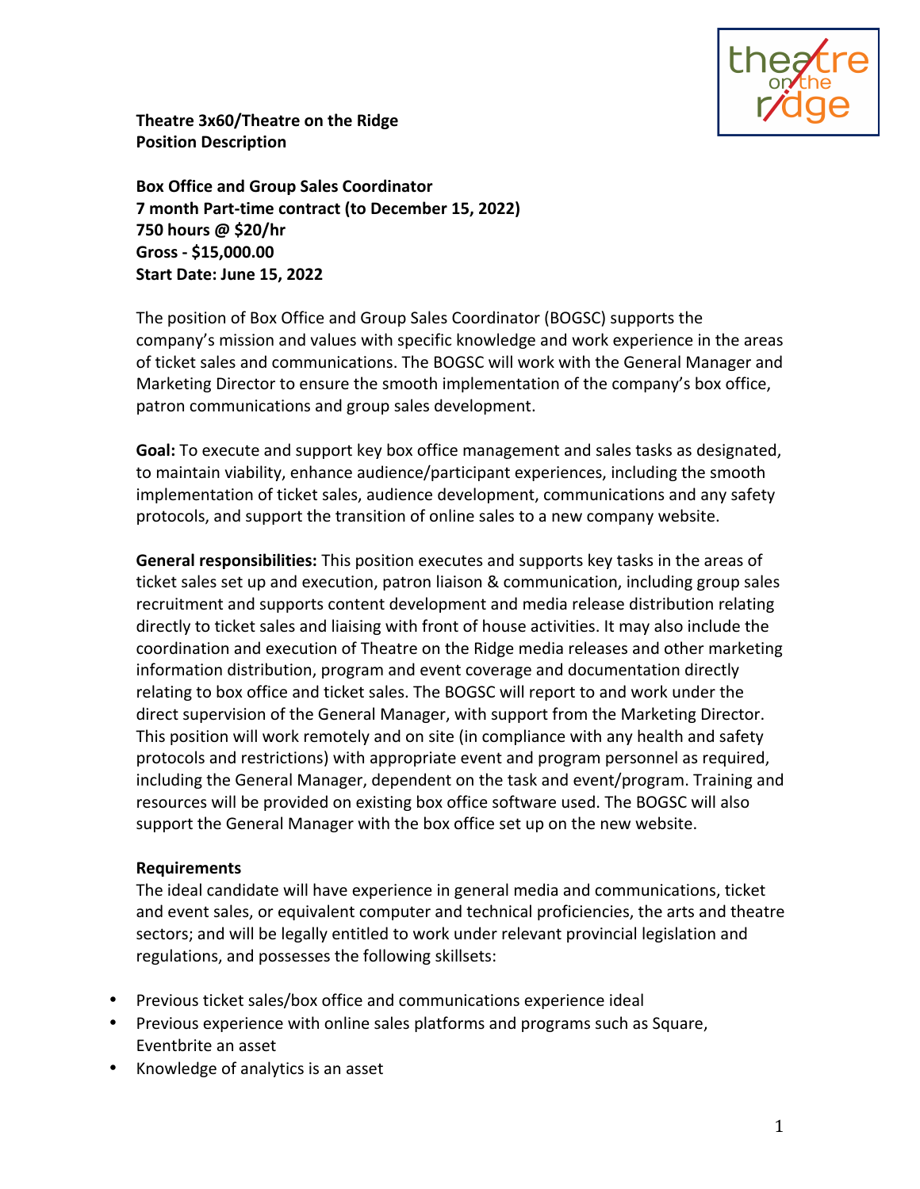**Theatre 3x60/Theatre on the Ridge**
**Position Description**

**Box Office and Group Sales Coordinator**
**7 month Part-time contract (to December 15, 2022)**
**750 hours @ $20/hr**
**Gross - $15,000.00**
**Start Date: June 15, 2022**

The position of Box Office and Group Sales Coordinator (BOGSC) supports the company's mission and values with specific knowledge and work experience in the areas of ticket sales and communications. The BOGSC will work with the General Manager and Marketing Director to ensure the smooth implementation of the company's box office, patron communications and group sales development.

**Goal:** To execute and support key box office management and sales tasks as designated, to maintain viability, enhance audience/participant experiences, including the smooth implementation of ticket sales, audience development, communications and any safety protocols, and support the transition of online sales to a new company website.

**General responsibilities:** This position executes and supports key tasks in the areas of ticket sales set up and execution, patron liaison & communication, including group sales recruitment and supports content development and media release distribution relating directly to ticket sales and liaising with front of house activities. It may also include the coordination and execution of Theatre on the Ridge media releases and other marketing information distribution, program and event coverage and documentation directly relating to box office and ticket sales. The BOGSC will report to and work under the direct supervision of the General Manager, with support from the Marketing Director. This position will work remotely and on site (in compliance with any health and safety protocols and restrictions) with appropriate event and program personnel as required, including the General Manager, dependent on the task and event/program. Training and resources will be provided on existing box office software used. The BOGSC will also support the General Manager with the box office set up on the new website.

**Requirements**

The ideal candidate will have experience in general media and communications, ticket and event sales, or equivalent computer and technical proficiencies, the arts and theatre sectors; and will be legally entitled to work under relevant provincial legislation and regulations, and possesses the following skillsets:

- Previous ticket sales/box office and communications experience ideal
- Previous experience with online sales platforms and programs such as Square, Eventbrite an asset
- Knowledge of analytics is an asset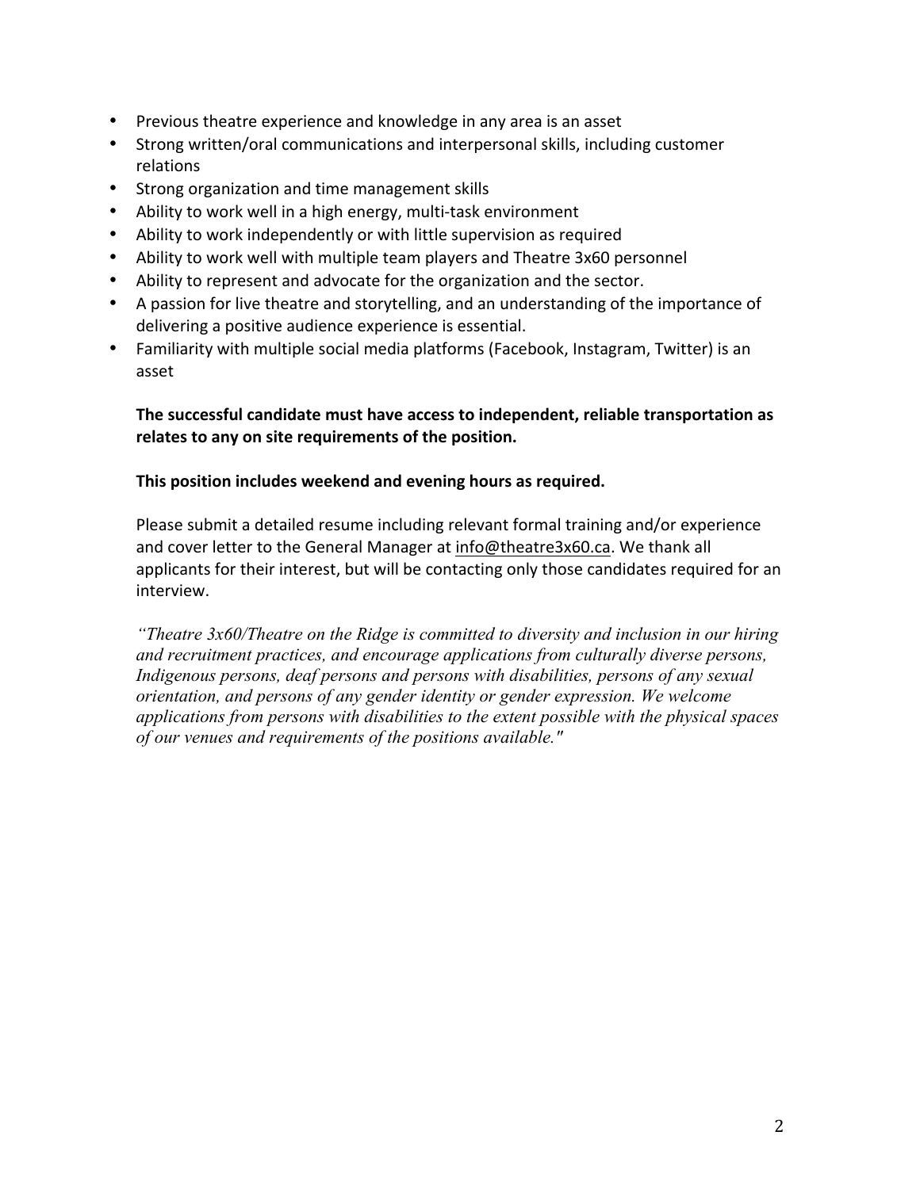- Previous theatre experience and knowledge in any area is an asset
- Strong written/oral communications and interpersonal skills, including customer relations
- Strong organization and time management skills
- Ability to work well in a high energy, multi-task environment
- Ability to work independently or with little supervision as required
- Ability to work well with multiple team players and Theatre 3x60 personnel
- Ability to represent and advocate for the organization and the sector.
- A passion for live theatre and storytelling, and an understanding of the importance of delivering a positive audience experience is essential.
- Familiarity with multiple social media platforms (Facebook, Instagram, Twitter) is an asset

**The successful candidate must have access to independent, reliable transportation as relates to any on site requirements of the position.**

**This position includes weekend and evening hours as required.**

Please submit a detailed resume including relevant formal training and/or experience and cover letter to the General Manager at info@theatre3x60.ca. We thank all applicants for their interest, but will be contacting only those candidates required for an interview.

*"Theatre 3x60/Theatre on the Ridge is committed to diversity and inclusion in our hiring and recruitment practices, and encourage applications from culturally diverse persons, Indigenous persons, deaf persons and persons with disabilities, persons of any sexual orientation, and persons of any gender identity or gender expression. We welcome applications from persons with disabilities to the extent possible with the physical spaces of our venues and requirements of the positions available."*